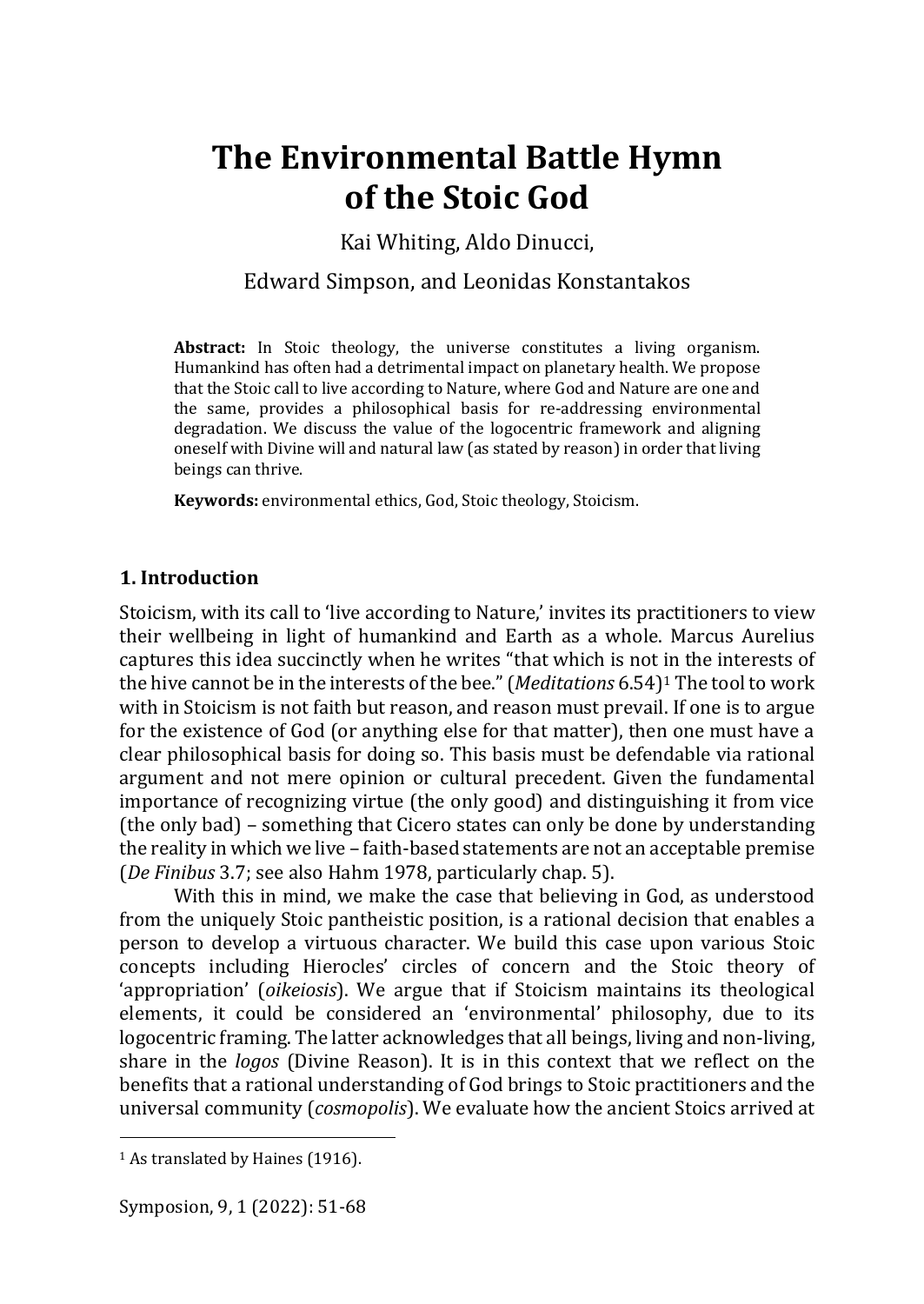# The Environmental Battle Hymn of the Stoic God

Kai Whiting, Aldo Dinucci,

Edward Simpson, and Leonidas Konstantakos

**Abstract:** In Stoic theology, the universe constitutes a living organism. Humankind has often had a detrimental impact on planetary health. We propose that the Stoic call to live according to Nature, where God and Nature are one and the same, provides a philosophical basis for re-addressing environmental degradation. We discuss the value of the logocentric framework and aligning oneself with Divine will and natural law (as stated by reason) in order that living beings can thrive.

**Keywords:** environmental ethics, God, Stoic theology, Stoicism.

## 1. Introduction

Stoicism, with its call to 'live according to Nature,' invites its practitioners to view their wellbeing in light of humankind and Earth as a whole. Marcus Aurelius captures this idea succinctly when he writes "that which is not in the interests of the hive cannot be in the interests of the bee." (*Meditations* 6.54)[1] The tool to work with in Stoicism is not faith but reason, and reason must prevail. If one is to argue for the existence of God (or anything else for that matter), then one must have a clear philosophical basis for doing so. This basis must be defendable via rational argument and not mere opinion or cultural precedent. Given the fundamental importance of recognizing virtue (the only good) and distinguishing it from vice (the only bad) – something that Cicero states can only be done by understanding the reality in which we live – faith-based statements are not an acceptable premise (*De Finibus* 3.7; see also Hahm 1978, particularly chap. 5).

With this in mind, we make the case that believing in God, as understood from the uniquely Stoic pantheistic position, is a rational decision that enables a person to develop a virtuous character. We build this case upon various Stoic concepts including Hierocles' circles of concern and the Stoic theory of 'appropriation' (*oikeiosis*). We argue that if Stoicism maintains its theological elements, it could be considered an 'environmental' philosophy, due to its logocentric framing. The latter acknowledges that all beings, living and non-living, share in the *logos* (Divine Reason). It is in this context that we reflect on the benefits that a rational understanding of God brings to Stoic practitioners and the universal community (*cosmopolis*). We evaluate how the ancient Stoics arrived at

[1] As translated by Haines (1916).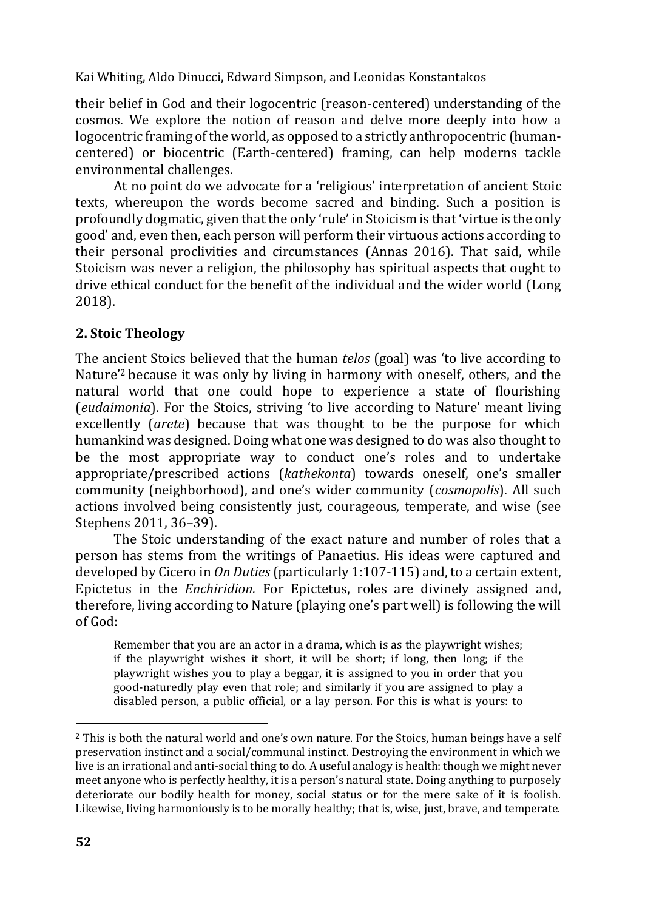their belief in God and their logocentric (reason-centered) understanding of the cosmos. We explore the notion of reason and delve more deeply into how a logocentric framing of the world, as opposed to a strictly anthropocentric (human-centered) or biocentric (Earth-centered) framing, can help moderns tackle environmental challenges.

At no point do we advocate for a 'religious' interpretation of ancient Stoic texts, whereupon the words become sacred and binding. Such a position is profoundly dogmatic, given that the only 'rule' in Stoicism is that 'virtue is the only good' and, even then, each person will perform their virtuous actions according to their personal proclivities and circumstances (Annas 2016). That said, while Stoicism was never a religion, the philosophy has spiritual aspects that ought to drive ethical conduct for the benefit of the individual and the wider world (Long 2018).

## 2. Stoic Theology

The ancient Stoics believed that the human *telos* (goal) was 'to live according to Nature'[2] because it was only by living in harmony with oneself, others, and the natural world that one could hope to experience a state of flourishing (*eudaimonia*). For the Stoics, striving 'to live according to Nature' meant living excellently (*arete*) because that was thought to be the purpose for which humankind was designed. Doing what one was designed to do was also thought to be the most appropriate way to conduct one's roles and to undertake appropriate/prescribed actions (*kathekonta*) towards oneself, one's smaller community (neighborhood), and one's wider community (*cosmopolis*). All such actions involved being consistently just, courageous, temperate, and wise (see Stephens 2011, 36–39).

The Stoic understanding of the exact nature and number of roles that a person has stems from the writings of Panaetius. His ideas were captured and developed by Cicero in *On Duties* (particularly 1:107-115) and, to a certain extent, Epictetus in the *Enchiridion.* For Epictetus, roles are divinely assigned and, therefore, living according to Nature (playing one's part well) is following the will of God:

> Remember that you are an actor in a drama, which is as the playwright wishes; if the playwright wishes it short, it will be short; if long, then long; if the playwright wishes you to play a beggar, it is assigned to you in order that you good-naturedly play even that role; and similarly if you are assigned to play a disabled person, a public official, or a lay person. For this is what is yours: to

---

[2] This is both the natural world and one's own nature. For the Stoics, human beings have a self preservation instinct and a social/communal instinct. Destroying the environment in which we live is an irrational and anti-social thing to do. A useful analogy is health: though we might never meet anyone who is perfectly healthy, it is a person's natural state. Doing anything to purposely deteriorate our bodily health for money, social status or for the mere sake of it is foolish. Likewise, living harmoniously is to be morally healthy; that is, wise, just, brave, and temperate.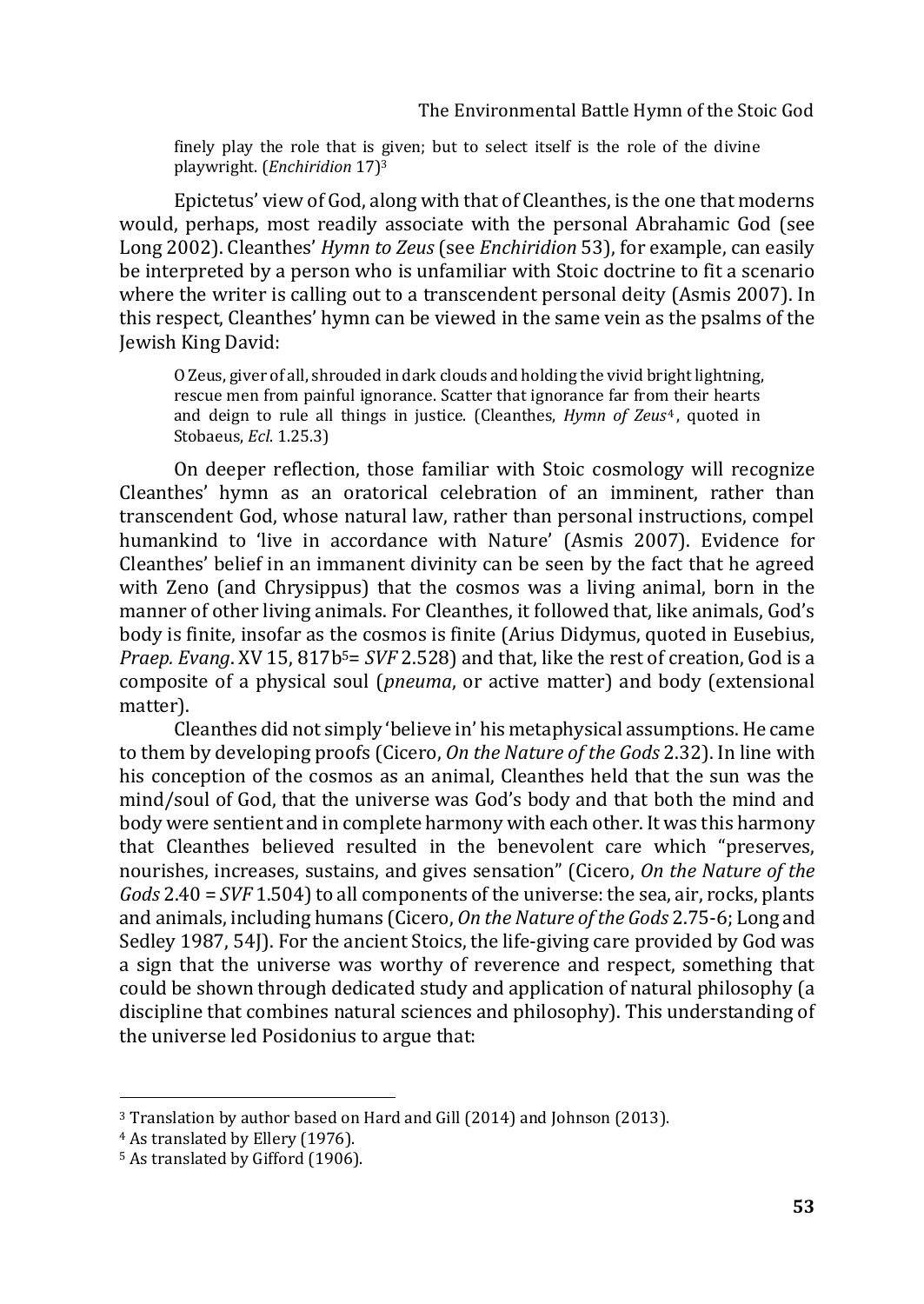> finely play the role that is given; but to select itself is the role of the divine playwright. (*Enchiridion* 17)[3]

Epictetus' view of God, along with that of Cleanthes, is the one that moderns would, perhaps, most readily associate with the personal Abrahamic God (see Long 2002). Cleanthes' *Hymn to Zeus* (see *Enchiridion* 53), for example, can easily be interpreted by a person who is unfamiliar with Stoic doctrine to fit a scenario where the writer is calling out to a transcendent personal deity (Asmis 2007). In this respect, Cleanthes' hymn can be viewed in the same vein as the psalms of the Jewish King David:

> O Zeus, giver of all, shrouded in dark clouds and holding the vivid bright lightning, rescue men from painful ignorance. Scatter that ignorance far from their hearts and deign to rule all things in justice. (Cleanthes, *Hymn of Zeus*[4], quoted in Stobaeus, *Ecl*. 1.25.3)

On deeper reflection, those familiar with Stoic cosmology will recognize Cleanthes' hymn as an oratorical celebration of an imminent, rather than transcendent God, whose natural law, rather than personal instructions, compel humankind to 'live in accordance with Nature' (Asmis 2007). Evidence for Cleanthes' belief in an immanent divinity can be seen by the fact that he agreed with Zeno (and Chrysippus) that the cosmos was a living animal, born in the manner of other living animals. For Cleanthes, it followed that, like animals, God's body is finite, insofar as the cosmos is finite (Arius Didymus, quoted in Eusebius, *Praep. Evang*. XV 15, 817b[5]= *SVF* 2.528) and that, like the rest of creation, God is a composite of a physical soul (*pneuma*, or active matter) and body (extensional matter).

Cleanthes did not simply 'believe in' his metaphysical assumptions. He came to them by developing proofs (Cicero, *On the Nature of the Gods* 2.32). In line with his conception of the cosmos as an animal, Cleanthes held that the sun was the mind/soul of God, that the universe was God's body and that both the mind and body were sentient and in complete harmony with each other. It was this harmony that Cleanthes believed resulted in the benevolent care which "preserves, nourishes, increases, sustains, and gives sensation" (Cicero, *On the Nature of the Gods* 2.40 = *SVF* 1.504) to all components of the universe: the sea, air, rocks, plants and animals, including humans (Cicero, *On the Nature of the Gods* 2.75-6; Long and Sedley 1987, 54J). For the ancient Stoics, the life-giving care provided by God was a sign that the universe was worthy of reverence and respect, something that could be shown through dedicated study and application of natural philosophy (a discipline that combines natural sciences and philosophy). This understanding of the universe led Posidonius to argue that:

---

[3] Translation by author based on Hard and Gill (2014) and Johnson (2013).

[4] As translated by Ellery (1976).

[5] As translated by Gifford (1906).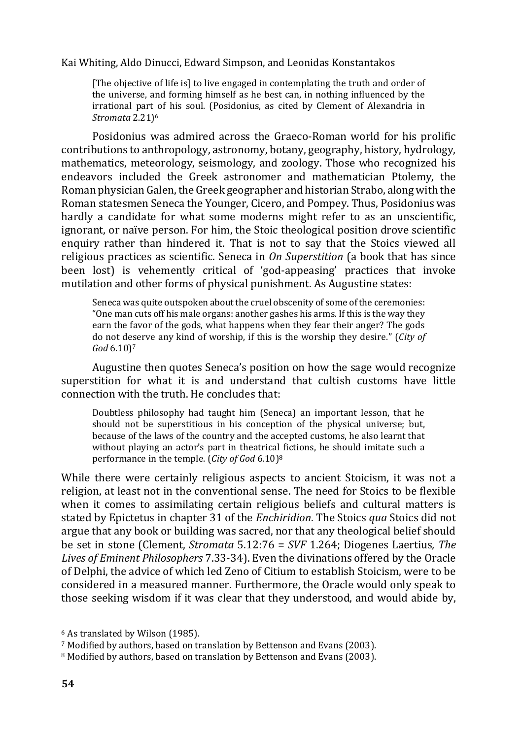> [The objective of life is] to live engaged in contemplating the truth and order of the universe, and forming himself as he best can, in nothing influenced by the irrational part of his soul. (Posidonius, as cited by Clement of Alexandria in *Stromata* 2.21)[6]

Posidonius was admired across the Graeco-Roman world for his prolific contributions to anthropology, astronomy, botany, geography, history, hydrology, mathematics, meteorology, seismology, and zoology. Those who recognized his endeavors included the Greek astronomer and mathematician Ptolemy, the Roman physician Galen, the Greek geographer and historian Strabo, along with the Roman statesmen Seneca the Younger, Cicero, and Pompey. Thus, Posidonius was hardly a candidate for what some moderns might refer to as an unscientific, ignorant, or naïve person. For him, the Stoic theological position drove scientific enquiry rather than hindered it. That is not to say that the Stoics viewed all religious practices as scientific. Seneca in *On Superstition* (a book that has since been lost) is vehemently critical of 'god-appeasing' practices that invoke mutilation and other forms of physical punishment. As Augustine states:

> Seneca was quite outspoken about the cruel obscenity of some of the ceremonies: "One man cuts off his male organs: another gashes his arms. If this is the way they earn the favor of the gods, what happens when they fear their anger? The gods do not deserve any kind of worship, if this is the worship they desire." (*City of God* 6.10)[7]

Augustine then quotes Seneca's position on how the sage would recognize superstition for what it is and understand that cultish customs have little connection with the truth. He concludes that:

> Doubtless philosophy had taught him (Seneca) an important lesson, that he should not be superstitious in his conception of the physical universe; but, because of the laws of the country and the accepted customs, he also learnt that without playing an actor's part in theatrical fictions, he should imitate such a performance in the temple. (*City of God* 6.10)[8]

While there were certainly religious aspects to ancient Stoicism, it was not a religion, at least not in the conventional sense. The need for Stoics to be flexible when it comes to assimilating certain religious beliefs and cultural matters is stated by Epictetus in chapter 31 of the *Enchiridion*. The Stoics *qua* Stoics did not argue that any book or building was sacred, nor that any theological belief should be set in stone (Clement, *Stromata* 5.12:76 = *SVF* 1.264; Diogenes Laertius, *The Lives of Eminent Philosophers* 7.33-34). Even the divinations offered by the Oracle of Delphi, the advice of which led Zeno of Citium to establish Stoicism, were to be considered in a measured manner. Furthermore, the Oracle would only speak to those seeking wisdom if it was clear that they understood, and would abide by,

---

[6] As translated by Wilson (1985).

[7] Modified by authors, based on translation by Bettenson and Evans (2003).

[8] Modified by authors, based on translation by Bettenson and Evans (2003).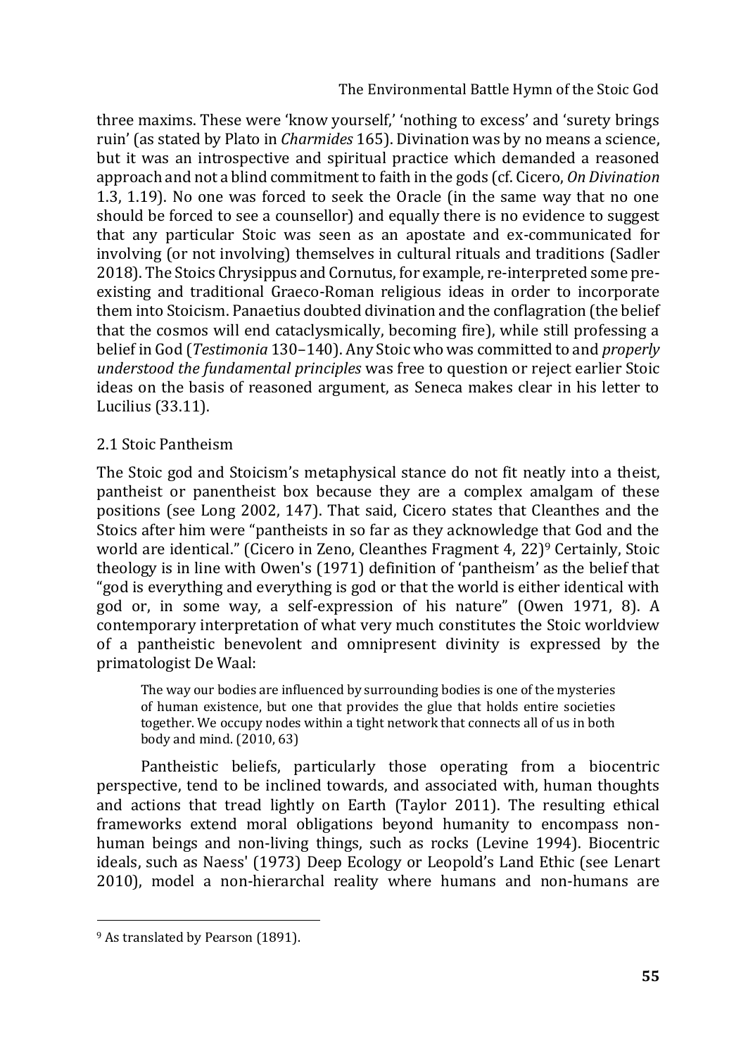three maxims. These were 'know yourself,' 'nothing to excess' and 'surety brings ruin' (as stated by Plato in *Charmides* 165). Divination was by no means a science, but it was an introspective and spiritual practice which demanded a reasoned approach and not a blind commitment to faith in the gods (cf. Cicero, *On Divination* 1.3, 1.19). No one was forced to seek the Oracle (in the same way that no one should be forced to see a counsellor) and equally there is no evidence to suggest that any particular Stoic was seen as an apostate and ex-communicated for involving (or not involving) themselves in cultural rituals and traditions (Sadler 2018). The Stoics Chrysippus and Cornutus, for example, re-interpreted some pre-existing and traditional Graeco-Roman religious ideas in order to incorporate them into Stoicism. Panaetius doubted divination and the conflagration (the belief that the cosmos will end cataclysmically, becoming fire), while still professing a belief in God (*Testimonia* 130–140). Any Stoic who was committed to and *properly understood the fundamental principles* was free to question or reject earlier Stoic ideas on the basis of reasoned argument, as Seneca makes clear in his letter to Lucilius (33.11).

## 2.1 Stoic Pantheism

The Stoic god and Stoicism's metaphysical stance do not fit neatly into a theist, pantheist or panentheist box because they are a complex amalgam of these positions (see Long 2002, 147). That said, Cicero states that Cleanthes and the Stoics after him were "pantheists in so far as they acknowledge that God and the world are identical." (Cicero in Zeno, Cleanthes Fragment 4, 22)[9] Certainly, Stoic theology is in line with Owen's (1971) definition of 'pantheism' as the belief that "god is everything and everything is god or that the world is either identical with god or, in some way, a self-expression of his nature" (Owen 1971, 8). A contemporary interpretation of what very much constitutes the Stoic worldview of a pantheistic benevolent and omnipresent divinity is expressed by the primatologist De Waal:

> The way our bodies are influenced by surrounding bodies is one of the mysteries of human existence, but one that provides the glue that holds entire societies together. We occupy nodes within a tight network that connects all of us in both body and mind. (2010, 63)

Pantheistic beliefs, particularly those operating from a biocentric perspective, tend to be inclined towards, and associated with, human thoughts and actions that tread lightly on Earth (Taylor 2011). The resulting ethical frameworks extend moral obligations beyond humanity to encompass non-human beings and non-living things, such as rocks (Levine 1994). Biocentric ideals, such as Naess' (1973) Deep Ecology or Leopold's Land Ethic (see Lenart 2010), model a non-hierarchal reality where humans and non-humans are

---

[9] As translated by Pearson (1891).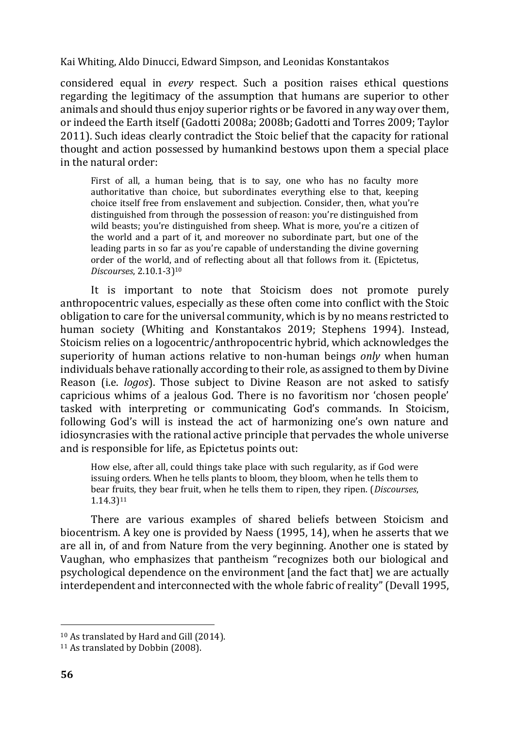considered equal in *every* respect. Such a position raises ethical questions regarding the legitimacy of the assumption that humans are superior to other animals and should thus enjoy superior rights or be favored in any way over them, or indeed the Earth itself (Gadotti 2008a; 2008b; Gadotti and Torres 2009; Taylor 2011). Such ideas clearly contradict the Stoic belief that the capacity for rational thought and action possessed by humankind bestows upon them a special place in the natural order:

> First of all, a human being, that is to say, one who has no faculty more authoritative than choice, but subordinates everything else to that, keeping choice itself free from enslavement and subjection. Consider, then, what you're distinguished from through the possession of reason: you're distinguished from wild beasts; you're distinguished from sheep. What is more, you're a citizen of the world and a part of it, and moreover no subordinate part, but one of the leading parts in so far as you're capable of understanding the divine governing order of the world, and of reflecting about all that follows from it. (Epictetus, *Discourses*, 2.10.1-3)[10]

It is important to note that Stoicism does not promote purely anthropocentric values, especially as these often come into conflict with the Stoic obligation to care for the universal community, which is by no means restricted to human society (Whiting and Konstantakos 2019; Stephens 1994). Instead, Stoicism relies on a logocentric/anthropocentric hybrid, which acknowledges the superiority of human actions relative to non-human beings *only* when human individuals behave rationally according to their role, as assigned to them by Divine Reason (i.e. *logos*). Those subject to Divine Reason are not asked to satisfy capricious whims of a jealous God. There is no favoritism nor 'chosen people' tasked with interpreting or communicating God's commands. In Stoicism, following God's will is instead the act of harmonizing one's own nature and idiosyncrasies with the rational active principle that pervades the whole universe and is responsible for life, as Epictetus points out:

> How else, after all, could things take place with such regularity, as if God were issuing orders. When he tells plants to bloom, they bloom, when he tells them to bear fruits, they bear fruit, when he tells them to ripen, they ripen. (*Discourses*, 1.14.3)[11]

There are various examples of shared beliefs between Stoicism and biocentrism. A key one is provided by Naess (1995, 14), when he asserts that we are all in, of and from Nature from the very beginning. Another one is stated by Vaughan, who emphasizes that pantheism "recognizes both our biological and psychological dependence on the environment [and the fact that] we are actually interdependent and interconnected with the whole fabric of reality" (Devall 1995,

---

[10] As translated by Hard and Gill (2014).

[11] As translated by Dobbin (2008).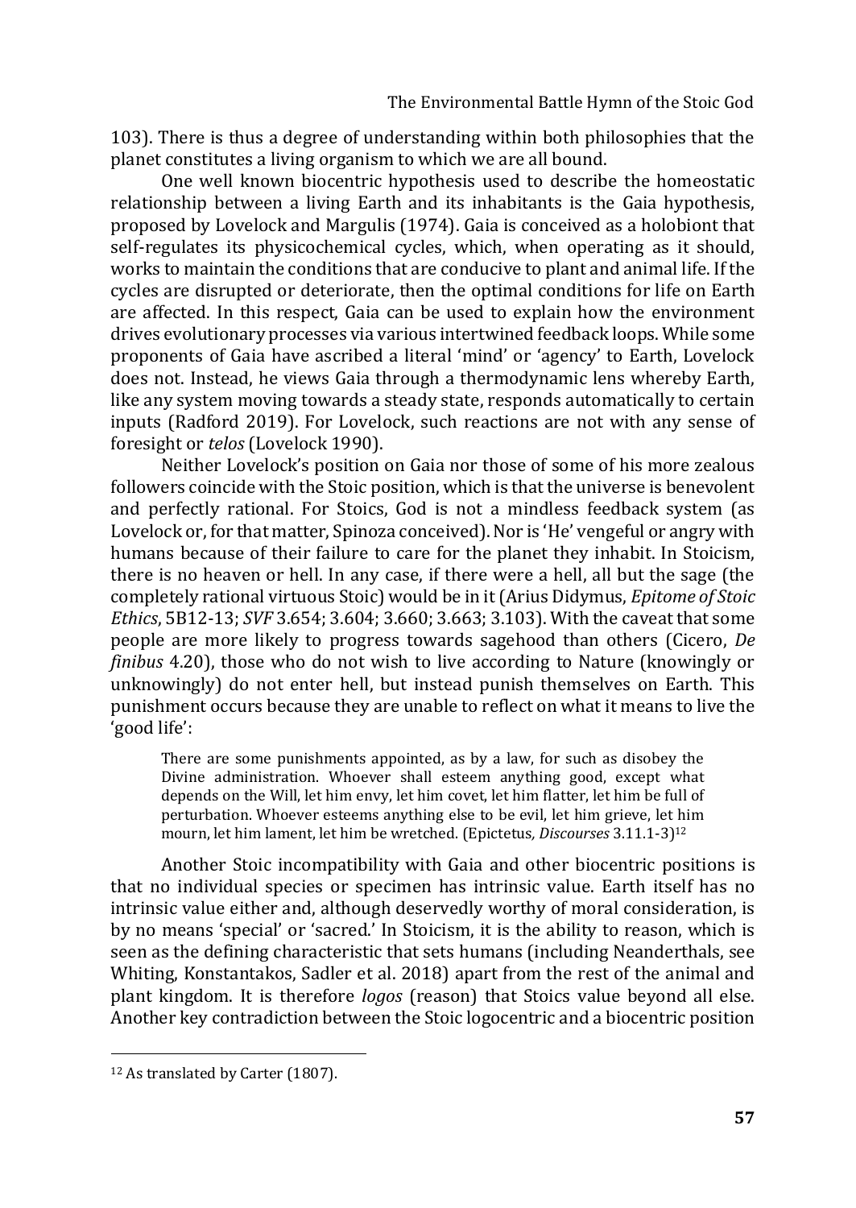103). There is thus a degree of understanding within both philosophies that the planet constitutes a living organism to which we are all bound.

One well known biocentric hypothesis used to describe the homeostatic relationship between a living Earth and its inhabitants is the Gaia hypothesis, proposed by Lovelock and Margulis (1974). Gaia is conceived as a holobiont that self-regulates its physicochemical cycles, which, when operating as it should, works to maintain the conditions that are conducive to plant and animal life. If the cycles are disrupted or deteriorate, then the optimal conditions for life on Earth are affected. In this respect, Gaia can be used to explain how the environment drives evolutionary processes via various intertwined feedback loops. While some proponents of Gaia have ascribed a literal 'mind' or 'agency' to Earth, Lovelock does not. Instead, he views Gaia through a thermodynamic lens whereby Earth, like any system moving towards a steady state, responds automatically to certain inputs (Radford 2019). For Lovelock, such reactions are not with any sense of foresight or *telos* (Lovelock 1990).

Neither Lovelock's position on Gaia nor those of some of his more zealous followers coincide with the Stoic position, which is that the universe is benevolent and perfectly rational. For Stoics, God is not a mindless feedback system (as Lovelock or, for that matter, Spinoza conceived). Nor is 'He' vengeful or angry with humans because of their failure to care for the planet they inhabit. In Stoicism, there is no heaven or hell. In any case, if there were a hell, all but the sage (the completely rational virtuous Stoic) would be in it (Arius Didymus, *Epitome of Stoic Ethics*, 5B12-13; *SVF* 3.654; 3.604; 3.660; 3.663; 3.103). With the caveat that some people are more likely to progress towards sagehood than others (Cicero, *De finibus* 4.20), those who do not wish to live according to Nature (knowingly or unknowingly) do not enter hell, but instead punish themselves on Earth. This punishment occurs because they are unable to reflect on what it means to live the 'good life':

> There are some punishments appointed, as by a law, for such as disobey the Divine administration. Whoever shall esteem anything good, except what depends on the Will, let him envy, let him covet, let him flatter, let him be full of perturbation. Whoever esteems anything else to be evil, let him grieve, let him mourn, let him lament, let him be wretched. (Epictetus, *Discourses* 3.11.1-3)[12]

Another Stoic incompatibility with Gaia and other biocentric positions is that no individual species or specimen has intrinsic value. Earth itself has no intrinsic value either and, although deservedly worthy of moral consideration, is by no means 'special' or 'sacred.' In Stoicism, it is the ability to reason, which is seen as the defining characteristic that sets humans (including Neanderthals, see Whiting, Konstantakos, Sadler et al. 2018) apart from the rest of the animal and plant kingdom. It is therefore *logos* (reason) that Stoics value beyond all else. Another key contradiction between the Stoic logocentric and a biocentric position

---

[12] As translated by Carter (1807).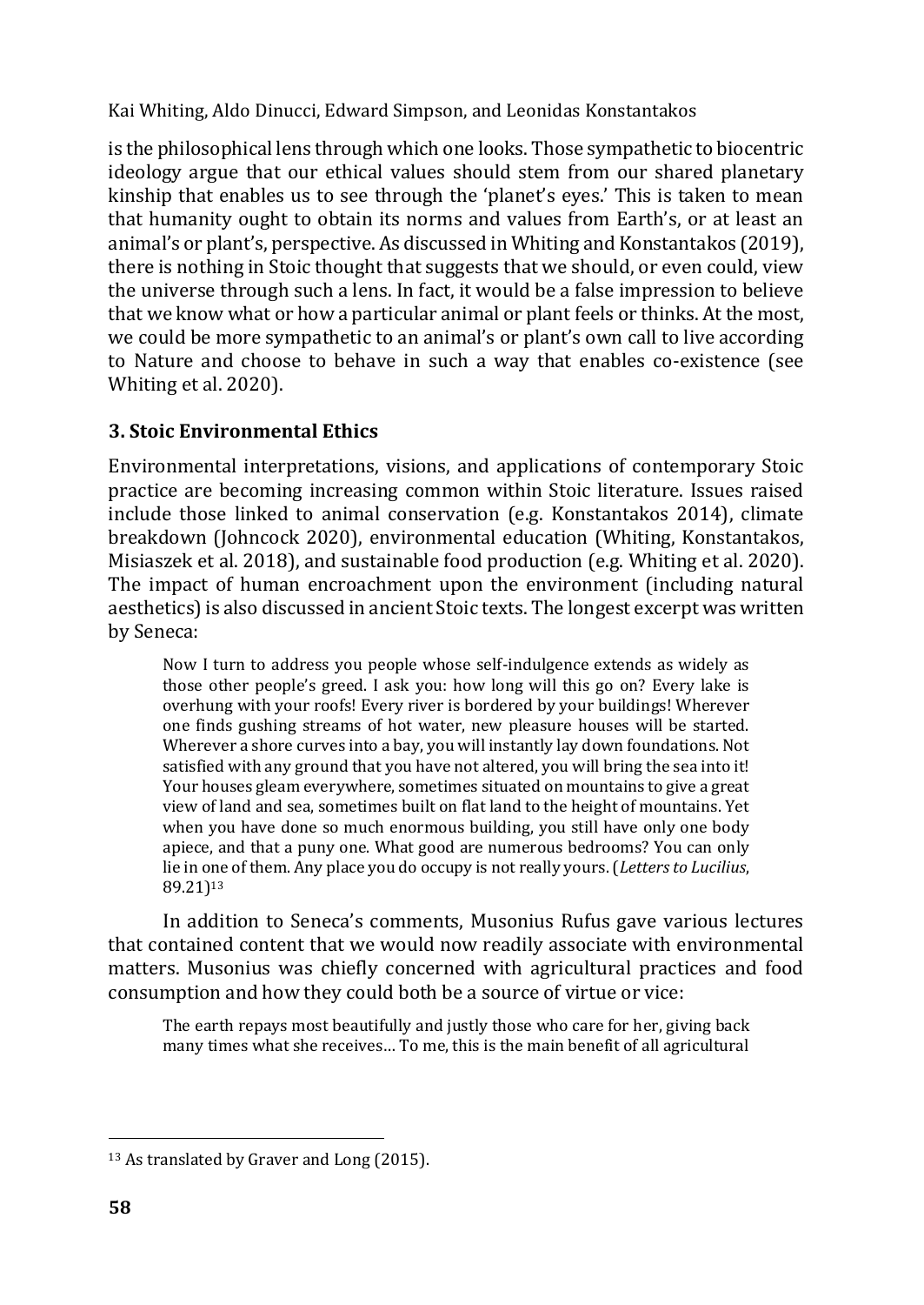is the philosophical lens through which one looks. Those sympathetic to biocentric ideology argue that our ethical values should stem from our shared planetary kinship that enables us to see through the 'planet's eyes.' This is taken to mean that humanity ought to obtain its norms and values from Earth's, or at least an animal's or plant's, perspective. As discussed in Whiting and Konstantakos (2019), there is nothing in Stoic thought that suggests that we should, or even could, view the universe through such a lens. In fact, it would be a false impression to believe that we know what or how a particular animal or plant feels or thinks. At the most, we could be more sympathetic to an animal's or plant's own call to live according to Nature and choose to behave in such a way that enables co-existence (see Whiting et al. 2020).

### 3. Stoic Environmental Ethics

Environmental interpretations, visions, and applications of contemporary Stoic practice are becoming increasing common within Stoic literature. Issues raised include those linked to animal conservation (e.g. Konstantakos 2014), climate breakdown (Johncock 2020), environmental education (Whiting, Konstantakos, Misiaszek et al. 2018), and sustainable food production (e.g. Whiting et al. 2020). The impact of human encroachment upon the environment (including natural aesthetics) is also discussed in ancient Stoic texts. The longest excerpt was written by Seneca:

> Now I turn to address you people whose self-indulgence extends as widely as those other people's greed. I ask you: how long will this go on? Every lake is overhung with your roofs! Every river is bordered by your buildings! Wherever one finds gushing streams of hot water, new pleasure houses will be started. Wherever a shore curves into a bay, you will instantly lay down foundations. Not satisfied with any ground that you have not altered, you will bring the sea into it! Your houses gleam everywhere, sometimes situated on mountains to give a great view of land and sea, sometimes built on flat land to the height of mountains. Yet when you have done so much enormous building, you still have only one body apiece, and that a puny one. What good are numerous bedrooms? You can only lie in one of them. Any place you do occupy is not really yours. (*Letters to Lucilius*, 89.21)[13]

In addition to Seneca's comments, Musonius Rufus gave various lectures that contained content that we would now readily associate with environmental matters. Musonius was chiefly concerned with agricultural practices and food consumption and how they could both be a source of virtue or vice:

> The earth repays most beautifully and justly those who care for her, giving back many times what she receives… To me, this is the main benefit of all agricultural

[13] As translated by Graver and Long (2015).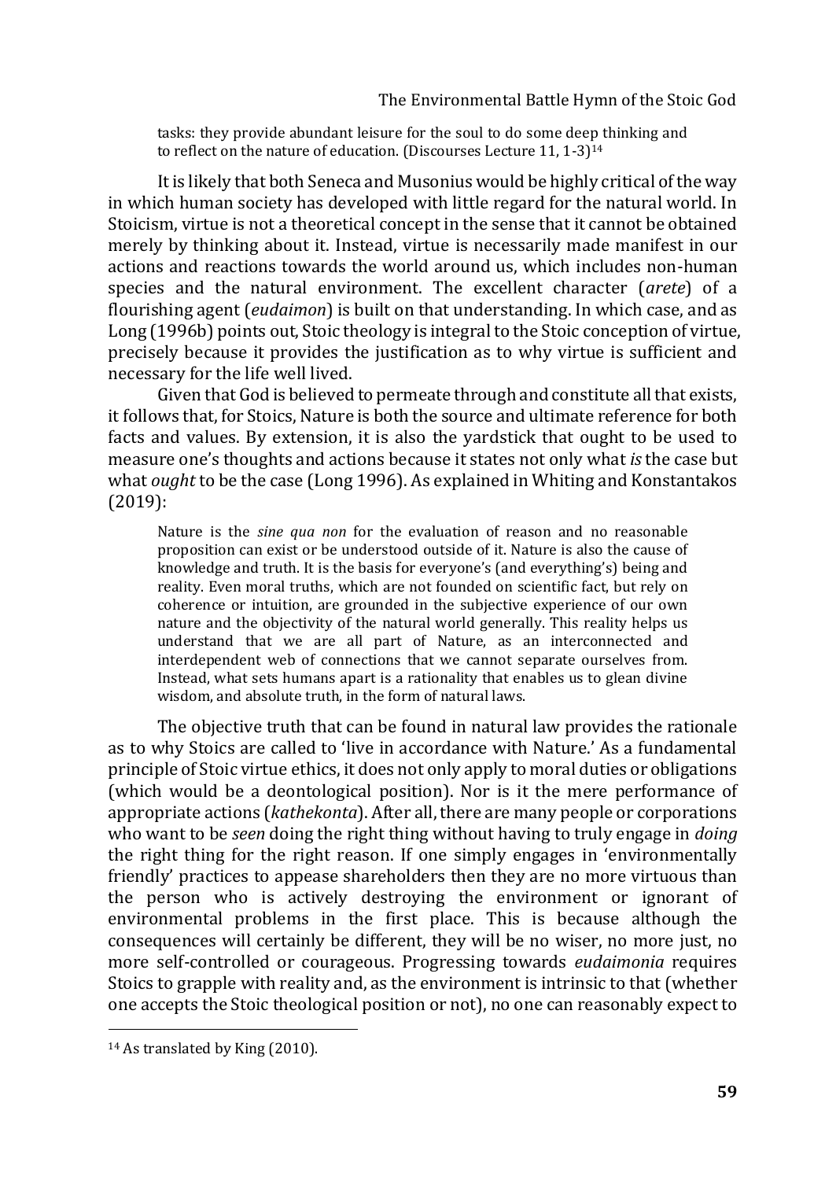> tasks: they provide abundant leisure for the soul to do some deep thinking and to reflect on the nature of education. (Discourses Lecture 11, 1-3)[14]

It is likely that both Seneca and Musonius would be highly critical of the way in which human society has developed with little regard for the natural world. In Stoicism, virtue is not a theoretical concept in the sense that it cannot be obtained merely by thinking about it. Instead, virtue is necessarily made manifest in our actions and reactions towards the world around us, which includes non-human species and the natural environment. The excellent character (*arete*) of a flourishing agent (*eudaimon*) is built on that understanding. In which case, and as Long (1996b) points out, Stoic theology is integral to the Stoic conception of virtue, precisely because it provides the justification as to why virtue is sufficient and necessary for the life well lived.

Given that God is believed to permeate through and constitute all that exists, it follows that, for Stoics, Nature is both the source and ultimate reference for both facts and values. By extension, it is also the yardstick that ought to be used to measure one's thoughts and actions because it states not only what *is* the case but what *ought* to be the case (Long 1996). As explained in Whiting and Konstantakos (2019):

> Nature is the *sine qua non* for the evaluation of reason and no reasonable proposition can exist or be understood outside of it. Nature is also the cause of knowledge and truth. It is the basis for everyone's (and everything's) being and reality. Even moral truths, which are not founded on scientific fact, but rely on coherence or intuition, are grounded in the subjective experience of our own nature and the objectivity of the natural world generally. This reality helps us understand that we are all part of Nature, as an interconnected and interdependent web of connections that we cannot separate ourselves from. Instead, what sets humans apart is a rationality that enables us to glean divine wisdom, and absolute truth, in the form of natural laws.

The objective truth that can be found in natural law provides the rationale as to why Stoics are called to 'live in accordance with Nature.' As a fundamental principle of Stoic virtue ethics, it does not only apply to moral duties or obligations (which would be a deontological position). Nor is it the mere performance of appropriate actions (*kathekonta*). After all, there are many people or corporations who want to be *seen* doing the right thing without having to truly engage in *doing* the right thing for the right reason. If one simply engages in 'environmentally friendly' practices to appease shareholders then they are no more virtuous than the person who is actively destroying the environment or ignorant of environmental problems in the first place. This is because although the consequences will certainly be different, they will be no wiser, no more just, no more self-controlled or courageous. Progressing towards *eudaimonia* requires Stoics to grapple with reality and, as the environment is intrinsic to that (whether one accepts the Stoic theological position or not), no one can reasonably expect to

[14] As translated by King (2010).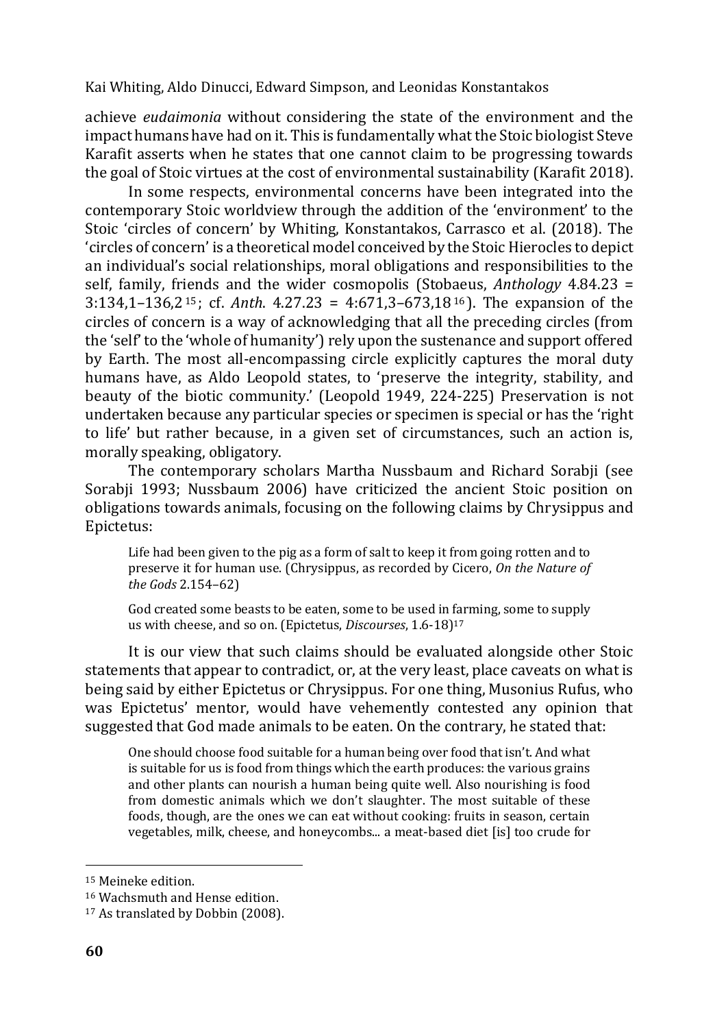achieve *eudaimonia* without considering the state of the environment and the impact humans have had on it. This is fundamentally what the Stoic biologist Steve Karafit asserts when he states that one cannot claim to be progressing towards the goal of Stoic virtues at the cost of environmental sustainability (Karafit 2018).

In some respects, environmental concerns have been integrated into the contemporary Stoic worldview through the addition of the 'environment' to the Stoic 'circles of concern' by Whiting, Konstantakos, Carrasco et al. (2018). The 'circles of concern' is a theoretical model conceived by the Stoic Hierocles to depict an individual's social relationships, moral obligations and responsibilities to the self, family, friends and the wider cosmopolis (Stobaeus, *Anthology* 4.84.23 = 3:134,1–136,2 [15]; cf. *Anth*. 4.27.23 = 4:671,3–673,18 [16]). The expansion of the circles of concern is a way of acknowledging that all the preceding circles (from the 'self' to the 'whole of humanity') rely upon the sustenance and support offered by Earth. The most all-encompassing circle explicitly captures the moral duty humans have, as Aldo Leopold states, to 'preserve the integrity, stability, and beauty of the biotic community.' (Leopold 1949, 224-225) Preservation is not undertaken because any particular species or specimen is special or has the 'right to life' but rather because, in a given set of circumstances, such an action is, morally speaking, obligatory.

The contemporary scholars Martha Nussbaum and Richard Sorabji (see Sorabji 1993; Nussbaum 2006) have criticized the ancient Stoic position on obligations towards animals, focusing on the following claims by Chrysippus and Epictetus:

> Life had been given to the pig as a form of salt to keep it from going rotten and to preserve it for human use. (Chrysippus, as recorded by Cicero, *On the Nature of the Gods* 2.154–62)

> God created some beasts to be eaten, some to be used in farming, some to supply us with cheese, and so on. (Epictetus, *Discourses*, 1.6-18)[17]

It is our view that such claims should be evaluated alongside other Stoic statements that appear to contradict, or, at the very least, place caveats on what is being said by either Epictetus or Chrysippus. For one thing, Musonius Rufus, who was Epictetus' mentor, would have vehemently contested any opinion that suggested that God made animals to be eaten. On the contrary, he stated that:

> One should choose food suitable for a human being over food that isn't. And what is suitable for us is food from things which the earth produces: the various grains and other plants can nourish a human being quite well. Also nourishing is food from domestic animals which we don't slaughter. The most suitable of these foods, though, are the ones we can eat without cooking: fruits in season, certain vegetables, milk, cheese, and honeycombs... a meat-based diet [is] too crude for

---

[15] Meineke edition.

[16] Wachsmuth and Hense edition.

[17] As translated by Dobbin (2008).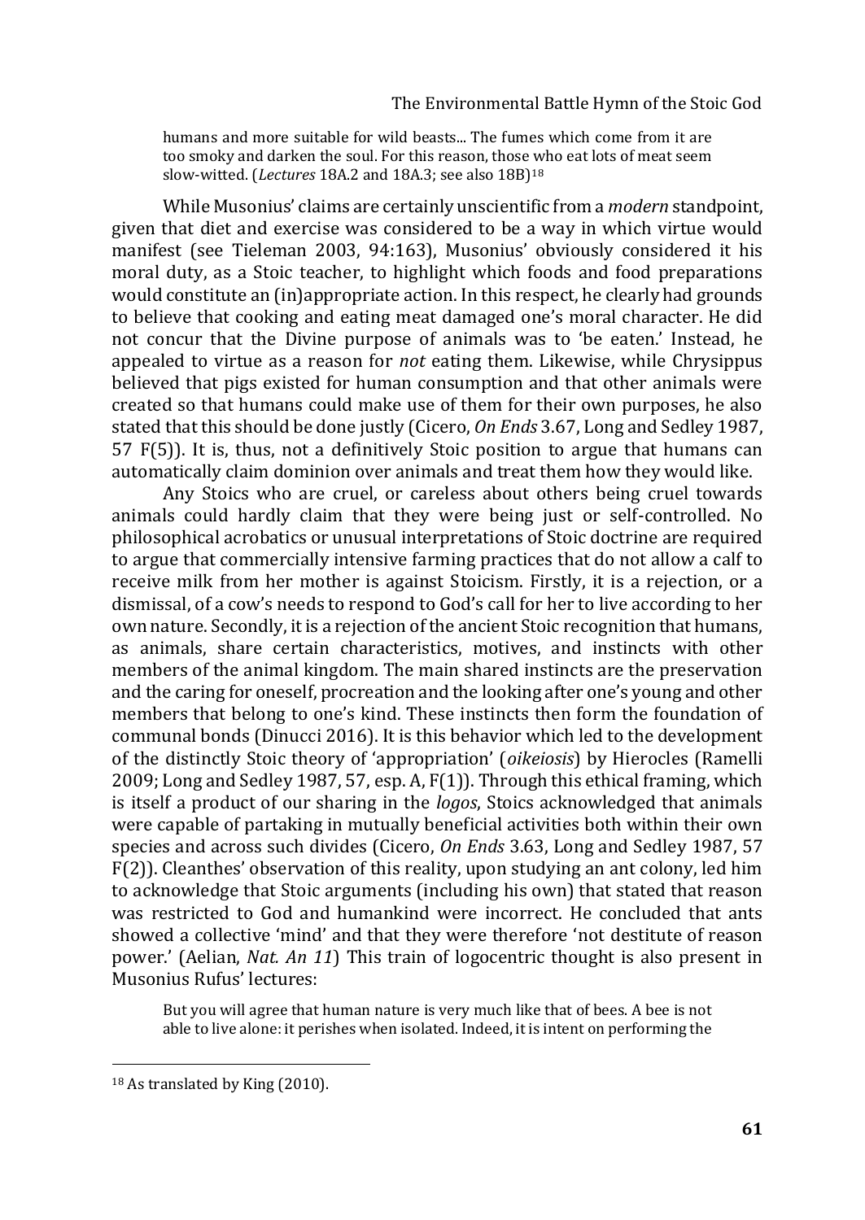> humans and more suitable for wild beasts... The fumes which come from it are too smoky and darken the soul. For this reason, those who eat lots of meat seem slow-witted. (*Lectures* 18A.2 and 18A.3; see also 18B)[18]

While Musonius' claims are certainly unscientific from a *modern* standpoint, given that diet and exercise was considered to be a way in which virtue would manifest (see Tieleman 2003, 94:163), Musonius' obviously considered it his moral duty, as a Stoic teacher, to highlight which foods and food preparations would constitute an (in)appropriate action. In this respect, he clearly had grounds to believe that cooking and eating meat damaged one's moral character. He did not concur that the Divine purpose of animals was to 'be eaten.' Instead, he appealed to virtue as a reason for *not* eating them. Likewise, while Chrysippus believed that pigs existed for human consumption and that other animals were created so that humans could make use of them for their own purposes, he also stated that this should be done justly (Cicero, *On Ends* 3.67, Long and Sedley 1987, 57 F(5)). It is, thus, not a definitively Stoic position to argue that humans can automatically claim dominion over animals and treat them how they would like.

Any Stoics who are cruel, or careless about others being cruel towards animals could hardly claim that they were being just or self-controlled. No philosophical acrobatics or unusual interpretations of Stoic doctrine are required to argue that commercially intensive farming practices that do not allow a calf to receive milk from her mother is against Stoicism. Firstly, it is a rejection, or a dismissal, of a cow's needs to respond to God's call for her to live according to her own nature. Secondly, it is a rejection of the ancient Stoic recognition that humans, as animals, share certain characteristics, motives, and instincts with other members of the animal kingdom. The main shared instincts are the preservation and the caring for oneself, procreation and the looking after one's young and other members that belong to one's kind. These instincts then form the foundation of communal bonds (Dinucci 2016). It is this behavior which led to the development of the distinctly Stoic theory of 'appropriation' (*oikeiosis*) by Hierocles (Ramelli 2009; Long and Sedley 1987, 57, esp. A, F(1)). Through this ethical framing, which is itself a product of our sharing in the *logos*, Stoics acknowledged that animals were capable of partaking in mutually beneficial activities both within their own species and across such divides (Cicero, *On Ends* 3.63, Long and Sedley 1987, 57 F(2)). Cleanthes' observation of this reality, upon studying an ant colony, led him to acknowledge that Stoic arguments (including his own) that stated that reason was restricted to God and humankind were incorrect. He concluded that ants showed a collective 'mind' and that they were therefore 'not destitute of reason power.' (Aelian, *Nat. An 11*) This train of logocentric thought is also present in Musonius Rufus' lectures:

> But you will agree that human nature is very much like that of bees. A bee is not able to live alone: it perishes when isolated. Indeed, it is intent on performing the

[18] As translated by King (2010).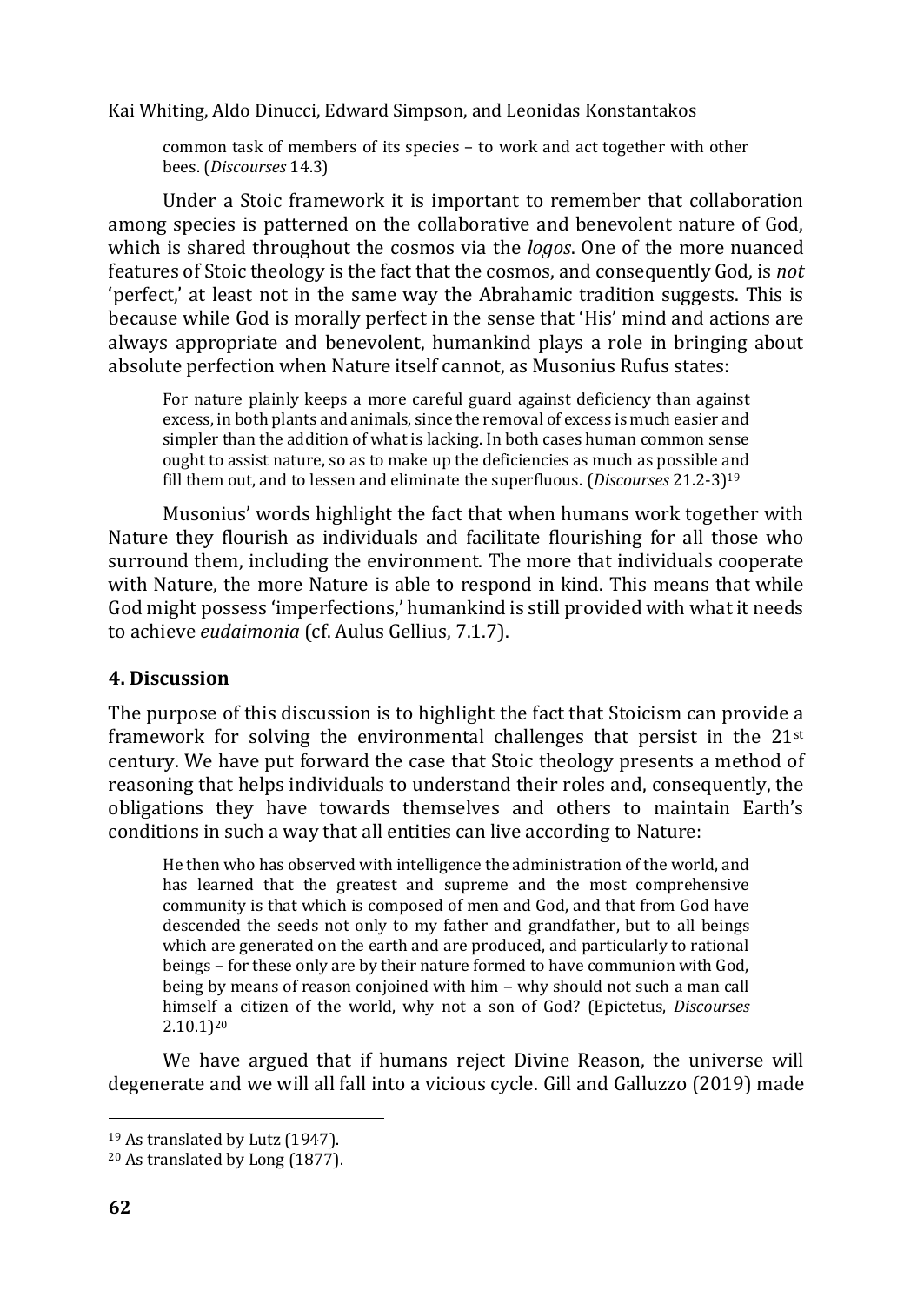common task of members of its species – to work and act together with other bees. (*Discourses* 14.3)

Under a Stoic framework it is important to remember that collaboration among species is patterned on the collaborative and benevolent nature of God, which is shared throughout the cosmos via the *logos*. One of the more nuanced features of Stoic theology is the fact that the cosmos, and consequently God, is *not* 'perfect,' at least not in the same way the Abrahamic tradition suggests. This is because while God is morally perfect in the sense that 'His' mind and actions are always appropriate and benevolent, humankind plays a role in bringing about absolute perfection when Nature itself cannot, as Musonius Rufus states:

> For nature plainly keeps a more careful guard against deficiency than against excess, in both plants and animals, since the removal of excess is much easier and simpler than the addition of what is lacking. In both cases human common sense ought to assist nature, so as to make up the deficiencies as much as possible and fill them out, and to lessen and eliminate the superfluous. (*Discourses* 21.2-3)[19]

Musonius' words highlight the fact that when humans work together with Nature they flourish as individuals and facilitate flourishing for all those who surround them, including the environment. The more that individuals cooperate with Nature, the more Nature is able to respond in kind. This means that while God might possess 'imperfections,' humankind is still provided with what it needs to achieve *eudaimonia* (cf. Aulus Gellius, 7.1.7).

## 4. Discussion

The purpose of this discussion is to highlight the fact that Stoicism can provide a framework for solving the environmental challenges that persist in the 21st century. We have put forward the case that Stoic theology presents a method of reasoning that helps individuals to understand their roles and, consequently, the obligations they have towards themselves and others to maintain Earth's conditions in such a way that all entities can live according to Nature:

> He then who has observed with intelligence the administration of the world, and has learned that the greatest and supreme and the most comprehensive community is that which is composed of men and God, and that from God have descended the seeds not only to my father and grandfather, but to all beings which are generated on the earth and are produced, and particularly to rational beings – for these only are by their nature formed to have communion with God, being by means of reason conjoined with him – why should not such a man call himself a citizen of the world, why not a son of God? (Epictetus, *Discourses* 2.10.1)[20]

We have argued that if humans reject Divine Reason, the universe will degenerate and we will all fall into a vicious cycle. Gill and Galluzzo (2019) made

---

[19] As translated by Lutz (1947).

[20] As translated by Long (1877).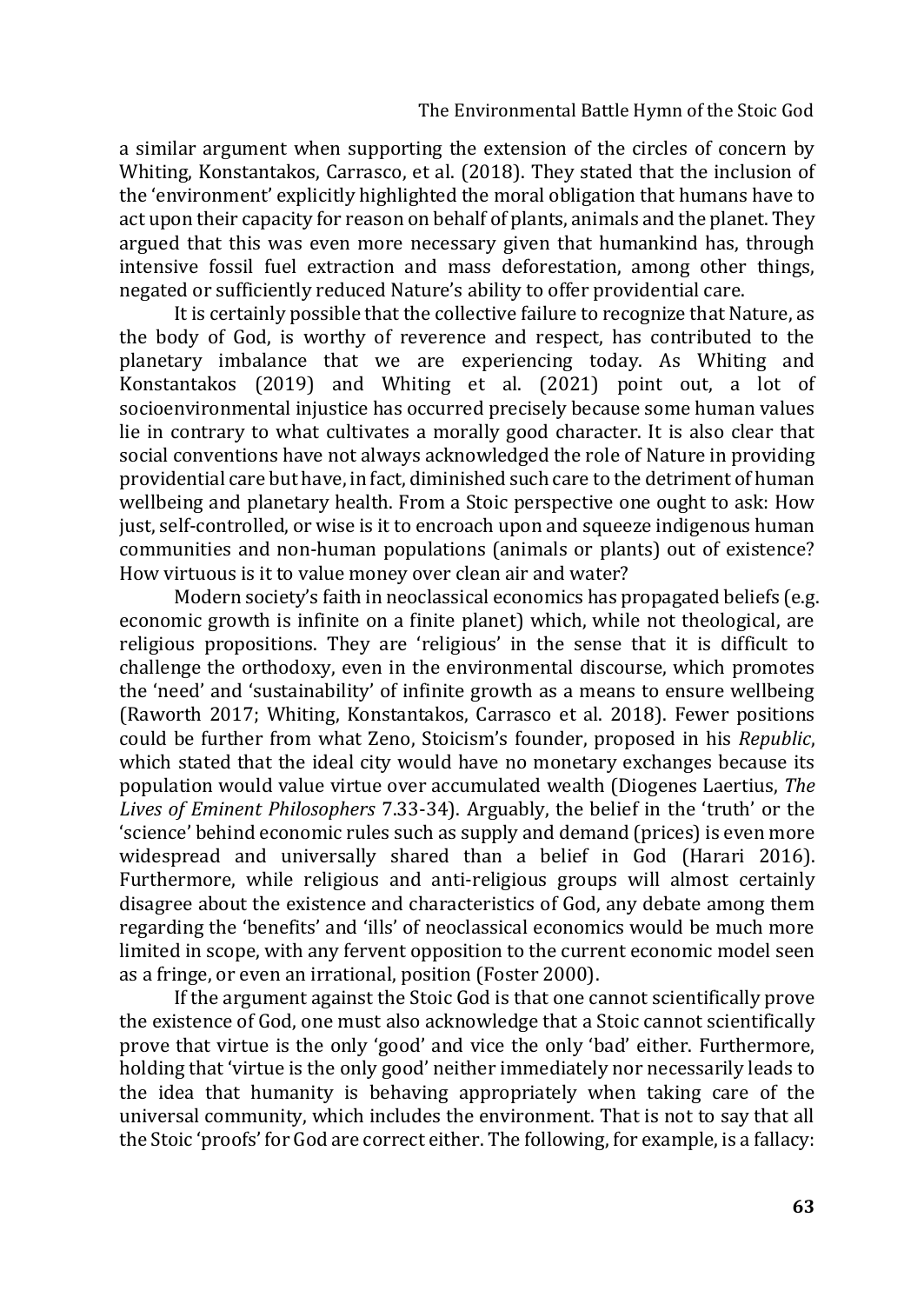a similar argument when supporting the extension of the circles of concern by Whiting, Konstantakos, Carrasco, et al. (2018). They stated that the inclusion of the 'environment' explicitly highlighted the moral obligation that humans have to act upon their capacity for reason on behalf of plants, animals and the planet. They argued that this was even more necessary given that humankind has, through intensive fossil fuel extraction and mass deforestation, among other things, negated or sufficiently reduced Nature's ability to offer providential care.

It is certainly possible that the collective failure to recognize that Nature, as the body of God, is worthy of reverence and respect, has contributed to the planetary imbalance that we are experiencing today. As Whiting and Konstantakos (2019) and Whiting et al. (2021) point out, a lot of socioenvironmental injustice has occurred precisely because some human values lie in contrary to what cultivates a morally good character. It is also clear that social conventions have not always acknowledged the role of Nature in providing providential care but have, in fact, diminished such care to the detriment of human wellbeing and planetary health. From a Stoic perspective one ought to ask: How just, self-controlled, or wise is it to encroach upon and squeeze indigenous human communities and non-human populations (animals or plants) out of existence? How virtuous is it to value money over clean air and water?

Modern society's faith in neoclassical economics has propagated beliefs (e.g. economic growth is infinite on a finite planet) which, while not theological, are religious propositions. They are 'religious' in the sense that it is difficult to challenge the orthodoxy, even in the environmental discourse, which promotes the 'need' and 'sustainability' of infinite growth as a means to ensure wellbeing (Raworth 2017; Whiting, Konstantakos, Carrasco et al. 2018). Fewer positions could be further from what Zeno, Stoicism's founder, proposed in his *Republic*, which stated that the ideal city would have no monetary exchanges because its population would value virtue over accumulated wealth (Diogenes Laertius, *The Lives of Eminent Philosophers* 7.33-34). Arguably, the belief in the 'truth' or the 'science' behind economic rules such as supply and demand (prices) is even more widespread and universally shared than a belief in God (Harari 2016). Furthermore, while religious and anti-religious groups will almost certainly disagree about the existence and characteristics of God, any debate among them regarding the 'benefits' and 'ills' of neoclassical economics would be much more limited in scope, with any fervent opposition to the current economic model seen as a fringe, or even an irrational, position (Foster 2000).

If the argument against the Stoic God is that one cannot scientifically prove the existence of God, one must also acknowledge that a Stoic cannot scientifically prove that virtue is the only 'good' and vice the only 'bad' either. Furthermore, holding that 'virtue is the only good' neither immediately nor necessarily leads to the idea that humanity is behaving appropriately when taking care of the universal community, which includes the environment. That is not to say that all the Stoic 'proofs' for God are correct either. The following, for example, is a fallacy: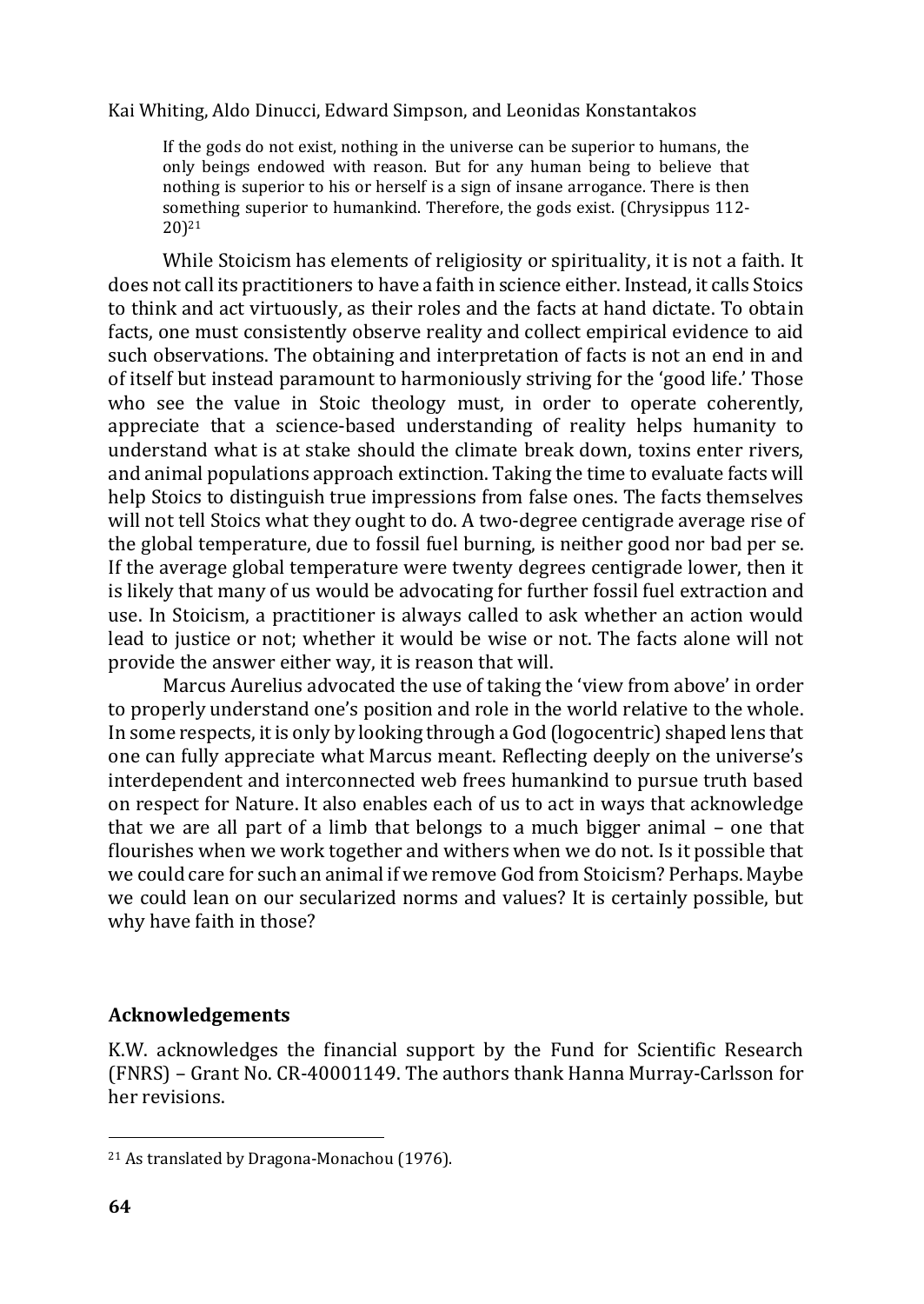> If the gods do not exist, nothing in the universe can be superior to humans, the only beings endowed with reason. But for any human being to believe that nothing is superior to his or herself is a sign of insane arrogance. There is then something superior to humankind. Therefore, the gods exist. (Chrysippus 112-20)[21]

While Stoicism has elements of religiosity or spirituality, it is not a faith. It does not call its practitioners to have a faith in science either. Instead, it calls Stoics to think and act virtuously, as their roles and the facts at hand dictate. To obtain facts, one must consistently observe reality and collect empirical evidence to aid such observations. The obtaining and interpretation of facts is not an end in and of itself but instead paramount to harmoniously striving for the 'good life.' Those who see the value in Stoic theology must, in order to operate coherently, appreciate that a science-based understanding of reality helps humanity to understand what is at stake should the climate break down, toxins enter rivers, and animal populations approach extinction. Taking the time to evaluate facts will help Stoics to distinguish true impressions from false ones. The facts themselves will not tell Stoics what they ought to do. A two-degree centigrade average rise of the global temperature, due to fossil fuel burning, is neither good nor bad per se. If the average global temperature were twenty degrees centigrade lower, then it is likely that many of us would be advocating for further fossil fuel extraction and use. In Stoicism, a practitioner is always called to ask whether an action would lead to justice or not; whether it would be wise or not. The facts alone will not provide the answer either way, it is reason that will.

Marcus Aurelius advocated the use of taking the 'view from above' in order to properly understand one's position and role in the world relative to the whole. In some respects, it is only by looking through a God (logocentric) shaped lens that one can fully appreciate what Marcus meant. Reflecting deeply on the universe's interdependent and interconnected web frees humankind to pursue truth based on respect for Nature. It also enables each of us to act in ways that acknowledge that we are all part of a limb that belongs to a much bigger animal – one that flourishes when we work together and withers when we do not. Is it possible that we could care for such an animal if we remove God from Stoicism? Perhaps. Maybe we could lean on our secularized norms and values? It is certainly possible, but why have faith in those?

## Acknowledgements

K.W. acknowledges the financial support by the Fund for Scientific Research (FNRS) – Grant No. CR-40001149. The authors thank Hanna Murray-Carlsson for her revisions.

---

[21] As translated by Dragona-Monachou (1976).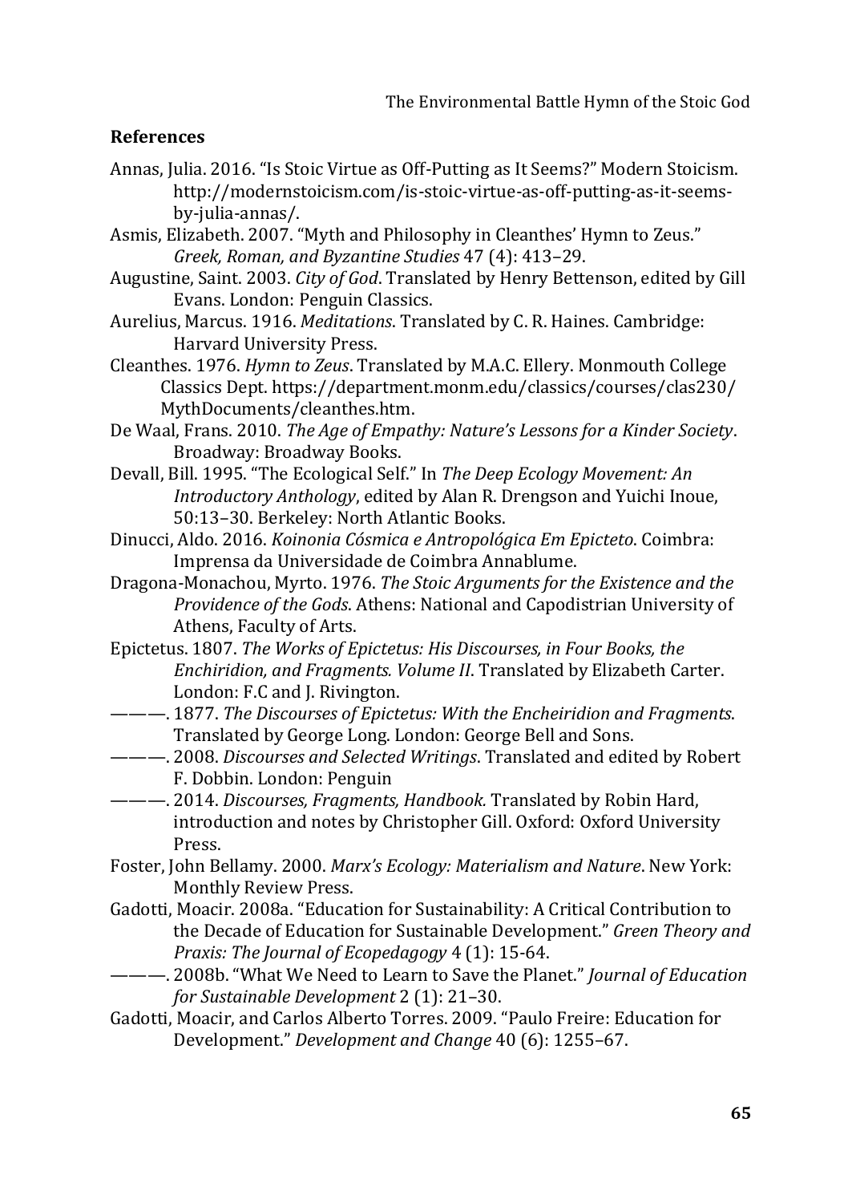## References

Annas, Julia. 2016. "Is Stoic Virtue as Off-Putting as It Seems?" Modern Stoicism. http://modernstoicism.com/is-stoic-virtue-as-off-putting-as-it-seems-by-julia-annas/.

Asmis, Elizabeth. 2007. "Myth and Philosophy in Cleanthes' Hymn to Zeus." *Greek, Roman, and Byzantine Studies* 47 (4): 413–29.

Augustine, Saint. 2003. *City of God*. Translated by Henry Bettenson, edited by Gill Evans. London: Penguin Classics.

Aurelius, Marcus. 1916. *Meditations*. Translated by C. R. Haines. Cambridge: Harvard University Press.

Cleanthes. 1976. *Hymn to Zeus*. Translated by M.A.C. Ellery. Monmouth College Classics Dept. https://department.monm.edu/classics/courses/clas230/MythDocuments/cleanthes.htm.

De Waal, Frans. 2010. *The Age of Empathy: Nature's Lessons for a Kinder Society*. Broadway: Broadway Books.

Devall, Bill. 1995. "The Ecological Self." In *The Deep Ecology Movement: An Introductory Anthology*, edited by Alan R. Drengson and Yuichi Inoue, 50:13–30. Berkeley: North Atlantic Books.

Dinucci, Aldo. 2016. *Koinonia Cósmica e Antropológica Em Epicteto*. Coimbra: Imprensa da Universidade de Coimbra Annablume.

Dragona-Monachou, Myrto. 1976. *The Stoic Arguments for the Existence and the Providence of the Gods*. Athens: National and Capodistrian University of Athens, Faculty of Arts.

Epictetus. 1807. *The Works of Epictetus: His Discourses, in Four Books, the Enchiridion, and Fragments. Volume II*. Translated by Elizabeth Carter. London: F.C and J. Rivington.

———. 1877. *The Discourses of Epictetus: With the Encheiridion and Fragments*. Translated by George Long. London: George Bell and Sons.

———. 2008. *Discourses and Selected Writings*. Translated and edited by Robert F. Dobbin. London: Penguin

———. 2014. *Discourses, Fragments, Handbook.* Translated by Robin Hard, introduction and notes by Christopher Gill. Oxford: Oxford University Press.

Foster, John Bellamy. 2000. *Marx's Ecology: Materialism and Nature*. New York: Monthly Review Press.

Gadotti, Moacir. 2008a. "Education for Sustainability: A Critical Contribution to the Decade of Education for Sustainable Development." *Green Theory and Praxis: The Journal of Ecopedagogy* 4 (1): 15-64.

———. 2008b. "What We Need to Learn to Save the Planet." *Journal of Education for Sustainable Development* 2 (1): 21–30.

Gadotti, Moacir, and Carlos Alberto Torres. 2009. "Paulo Freire: Education for Development." *Development and Change* 40 (6): 1255–67.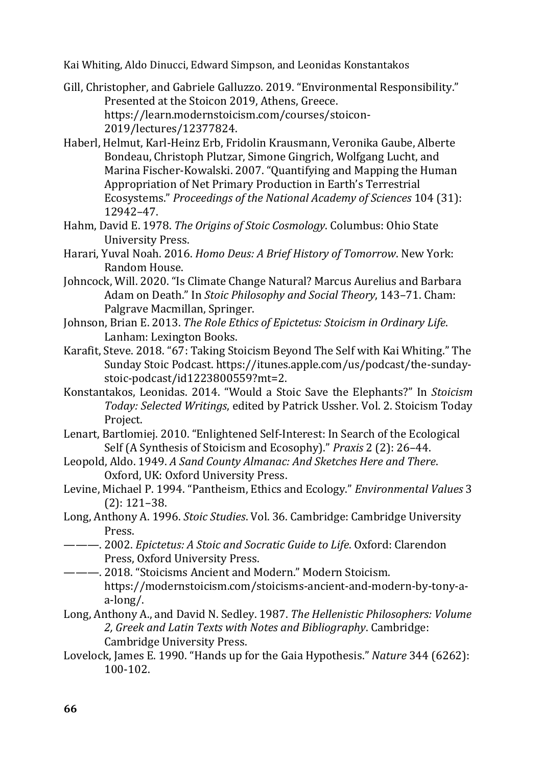Gill, Christopher, and Gabriele Galluzzo. 2019. "Environmental Responsibility." Presented at the Stoicon 2019, Athens, Greece. https://learn.modernstoicism.com/courses/stoicon-2019/lectures/12377824.

Haberl, Helmut, Karl-Heinz Erb, Fridolin Krausmann, Veronika Gaube, Alberte Bondeau, Christoph Plutzar, Simone Gingrich, Wolfgang Lucht, and Marina Fischer-Kowalski. 2007. "Quantifying and Mapping the Human Appropriation of Net Primary Production in Earth's Terrestrial Ecosystems." *Proceedings of the National Academy of Sciences* 104 (31): 12942–47.

Hahm, David E. 1978. *The Origins of Stoic Cosmology*. Columbus: Ohio State University Press.

Harari, Yuval Noah. 2016. *Homo Deus: A Brief History of Tomorrow*. New York: Random House.

Johncock, Will. 2020. "Is Climate Change Natural? Marcus Aurelius and Barbara Adam on Death." In *Stoic Philosophy and Social Theory*, 143–71. Cham: Palgrave Macmillan, Springer.

Johnson, Brian E. 2013. *The Role Ethics of Epictetus: Stoicism in Ordinary Life*. Lanham: Lexington Books.

Karafit, Steve. 2018. "67: Taking Stoicism Beyond The Self with Kai Whiting." The Sunday Stoic Podcast. https://itunes.apple.com/us/podcast/the-sunday-stoic-podcast/id1223800559?mt=2.

Konstantakos, Leonidas. 2014. "Would a Stoic Save the Elephants?" In *Stoicism Today: Selected Writings*, edited by Patrick Ussher. Vol. 2. Stoicism Today Project.

Lenart, Bartlomiej. 2010. "Enlightened Self-Interest: In Search of the Ecological Self (A Synthesis of Stoicism and Ecosophy)." *Praxis* 2 (2): 26–44.

Leopold, Aldo. 1949. *A Sand County Almanac: And Sketches Here and There*. Oxford, UK: Oxford University Press.

Levine, Michael P. 1994. "Pantheism, Ethics and Ecology." *Environmental Values* 3 (2): 121–38.

Long, Anthony A. 1996. *Stoic Studies*. Vol. 36. Cambridge: Cambridge University Press.

———. 2002. *Epictetus: A Stoic and Socratic Guide to Life*. Oxford: Clarendon Press, Oxford University Press.

———. 2018. "Stoicisms Ancient and Modern." Modern Stoicism. https://modernstoicism.com/stoicisms-ancient-and-modern-by-tony-a-a-long/.

Long, Anthony A., and David N. Sedley. 1987. *The Hellenistic Philosophers: Volume 2, Greek and Latin Texts with Notes and Bibliography*. Cambridge: Cambridge University Press.

Lovelock, James E. 1990. "Hands up for the Gaia Hypothesis." *Nature* 344 (6262): 100-102.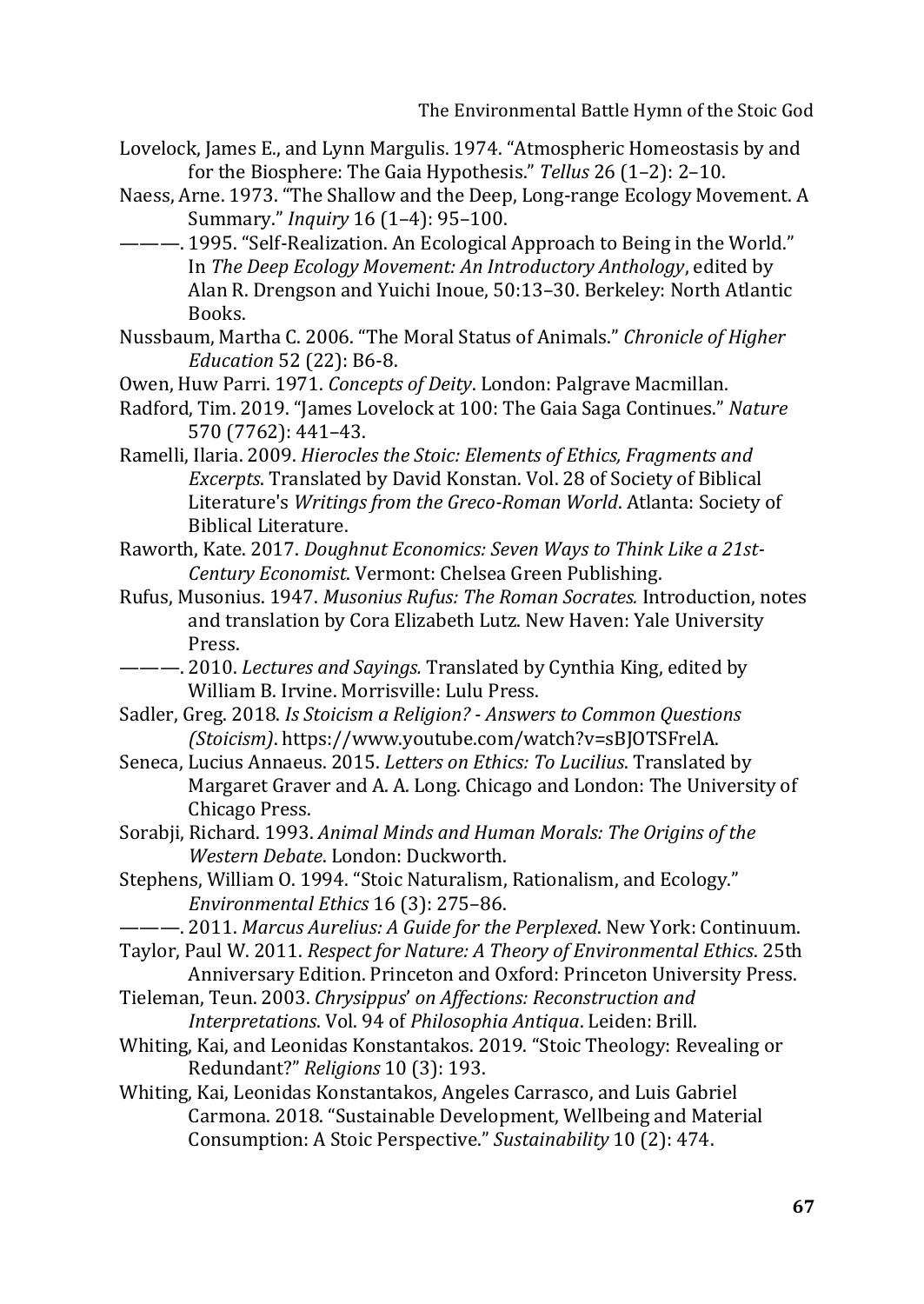Lovelock, James E., and Lynn Margulis. 1974. "Atmospheric Homeostasis by and for the Biosphere: The Gaia Hypothesis." *Tellus* 26 (1–2): 2–10.

Naess, Arne. 1973. "The Shallow and the Deep, Long-range Ecology Movement. A Summary." *Inquiry* 16 (1–4): 95–100.

———. 1995. "Self-Realization. An Ecological Approach to Being in the World." In *The Deep Ecology Movement: An Introductory Anthology*, edited by Alan R. Drengson and Yuichi Inoue, 50:13–30. Berkeley: North Atlantic Books.

Nussbaum, Martha C. 2006. "The Moral Status of Animals." *Chronicle of Higher Education* 52 (22): B6-8.

Owen, Huw Parri. 1971. *Concepts of Deity*. London: Palgrave Macmillan.

Radford, Tim. 2019. "James Lovelock at 100: The Gaia Saga Continues." *Nature* 570 (7762): 441–43.

Ramelli, Ilaria. 2009. *Hierocles the Stoic: Elements of Ethics, Fragments and Excerpts*. Translated by David Konstan. Vol. 28 of Society of Biblical Literature's *Writings from the Greco-Roman World*. Atlanta: Society of Biblical Literature.

Raworth, Kate. 2017. *Doughnut Economics: Seven Ways to Think Like a 21st-Century Economist*. Vermont: Chelsea Green Publishing.

Rufus, Musonius. 1947. *Musonius Rufus: The Roman Socrates.* Introduction, notes and translation by Cora Elizabeth Lutz. New Haven: Yale University Press.

———. 2010. *Lectures and Sayings.* Translated by Cynthia King, edited by William B. Irvine. Morrisville: Lulu Press.

Sadler, Greg. 2018. *Is Stoicism a Religion? - Answers to Common Questions (Stoicism)*. https://www.youtube.com/watch?v=sBJOTSFrelA.

Seneca, Lucius Annaeus. 2015. *Letters on Ethics: To Lucilius*. Translated by Margaret Graver and A. A. Long. Chicago and London: The University of Chicago Press.

Sorabji, Richard. 1993. *Animal Minds and Human Morals: The Origins of the Western Debate*. London: Duckworth.

Stephens, William O. 1994. "Stoic Naturalism, Rationalism, and Ecology." *Environmental Ethics* 16 (3): 275–86.

———. 2011. *Marcus Aurelius: A Guide for the Perplexed*. New York: Continuum.

Taylor, Paul W. 2011. *Respect for Nature: A Theory of Environmental Ethics*. 25th Anniversary Edition. Princeton and Oxford: Princeton University Press.

Tieleman, Teun. 2003. *Chrysippus' on Affections: Reconstruction and Interpretations*. Vol. 94 of *Philosophia Antiqua*. Leiden: Brill.

Whiting, Kai, and Leonidas Konstantakos. 2019. "Stoic Theology: Revealing or Redundant?" *Religions* 10 (3): 193.

Whiting, Kai, Leonidas Konstantakos, Angeles Carrasco, and Luis Gabriel Carmona. 2018. "Sustainable Development, Wellbeing and Material Consumption: A Stoic Perspective." *Sustainability* 10 (2): 474.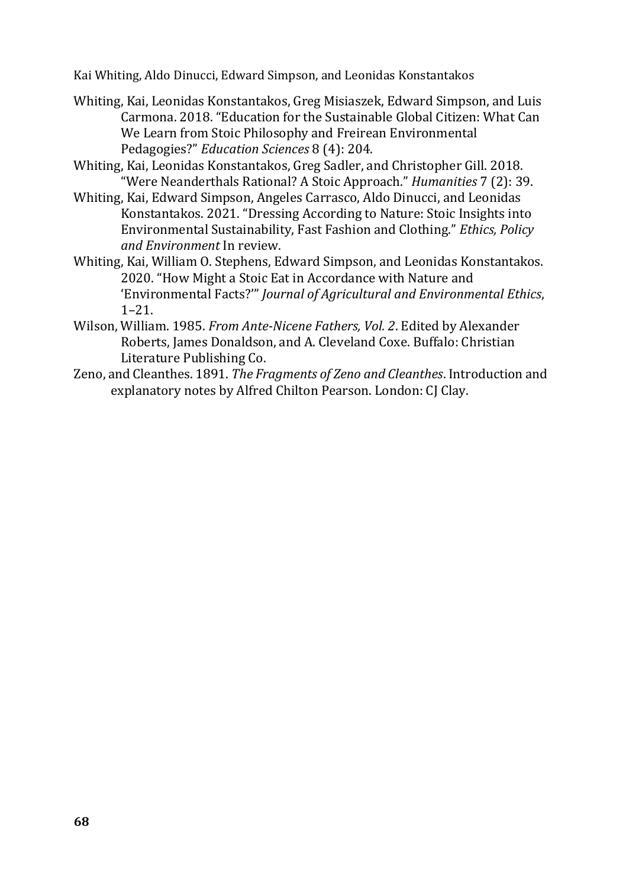Whiting, Kai, Leonidas Konstantakos, Greg Misiaszek, Edward Simpson, and Luis Carmona. 2018. "Education for the Sustainable Global Citizen: What Can We Learn from Stoic Philosophy and Freirean Environmental Pedagogies?" *Education Sciences* 8 (4): 204.

Whiting, Kai, Leonidas Konstantakos, Greg Sadler, and Christopher Gill. 2018. "Were Neanderthals Rational? A Stoic Approach." *Humanities* 7 (2): 39.

Whiting, Kai, Edward Simpson, Angeles Carrasco, Aldo Dinucci, and Leonidas Konstantakos. 2021. "Dressing According to Nature: Stoic Insights into Environmental Sustainability, Fast Fashion and Clothing." *Ethics, Policy and Environment* In review.

Whiting, Kai, William O. Stephens, Edward Simpson, and Leonidas Konstantakos. 2020. "How Might a Stoic Eat in Accordance with Nature and 'Environmental Facts?'" *Journal of Agricultural and Environmental Ethics*, 1–21.

Wilson, William. 1985. *From Ante-Nicene Fathers, Vol. 2*. Edited by Alexander Roberts, James Donaldson, and A. Cleveland Coxe. Buffalo: Christian Literature Publishing Co.

Zeno, and Cleanthes. 1891. *The Fragments of Zeno and Cleanthes*. Introduction and explanatory notes by Alfred Chilton Pearson. London: CJ Clay.